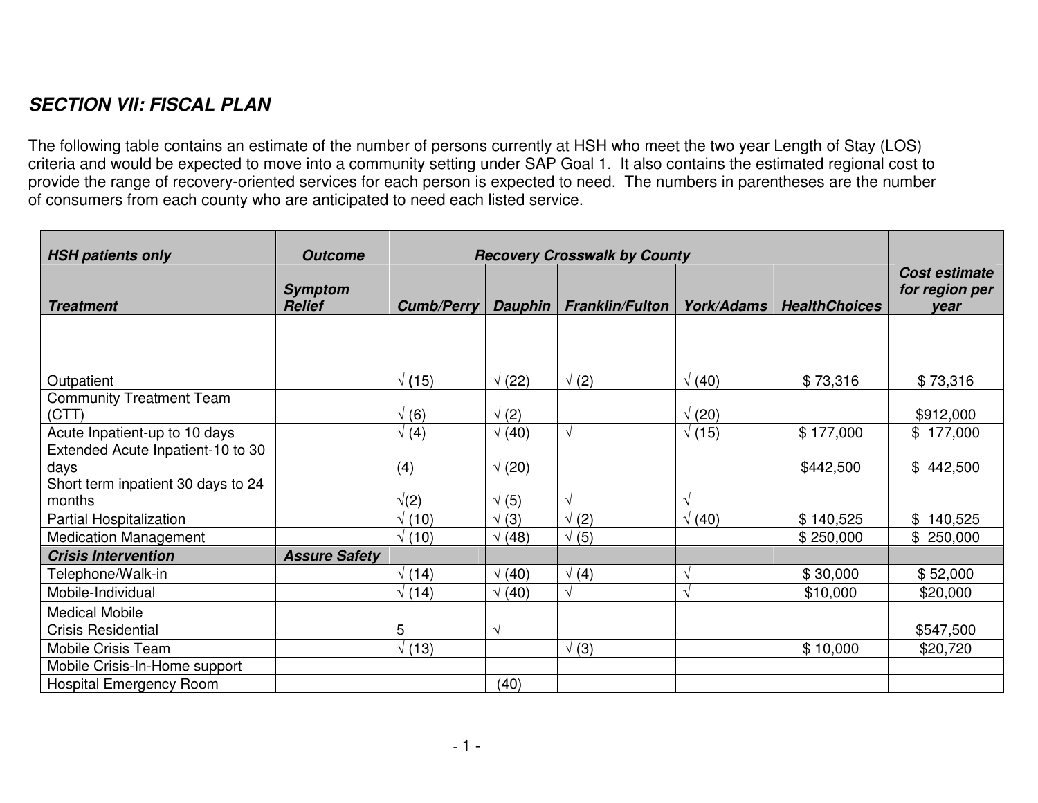## *SECTION VII: FISCAL PLAN*

The following table contains an estimate of the number of persons currently at HSH who meet the two year Length of Stay (LOS) criteria and would be expected to move into a community setting under SAP Goal 1. It also contains the estimated regional cost to provide the range of recovery-oriented services for each person is expected to need. The numbers in parentheses are the number of consumers from each county who are anticipated to need each listed service.

| ***HSH patients only*** | ***Outcome*** | ***Recovery Crosswalk by County*** | | | | | |
|---|---|---|---|---|---|---|---|
| ***Treatment*** | ***Symptom Relief*** | ***Cumb/Perry*** | ***Dauphin*** | ***Franklin/Fulton*** | ***York/Adams*** | ***HealthChoices*** | ***Cost estimate for region per year*** |
| Outpatient | | √ (15) | √ (22) | √ (2) | √ (40) | $ 73,316 | $ 73,316 |
| Community Treatment Team (CTT) | | √ (6) | √ (2) | | √ (20) | | $912,000 |
| Acute Inpatient-up to 10 days | | √ (4) | √ (40) | √ | √ (15) | $ 177,000 | $ 177,000 |
| Extended Acute Inpatient-10 to 30 days | | (4) | √ (20) | | | $442,500 | $ 442,500 |
| Short term inpatient 30 days to 24 months | | √(2) | √ (5) | √ | √ | | |
| Partial Hospitalization | | √ (10) | √ (3) | √ (2) | √ (40) | $ 140,525 | $ 140,525 |
| Medication Management | | √ (10) | √ (48) | √ (5) | | $ 250,000 | $ 250,000 |
| ***Crisis Intervention*** | ***Assure Safety*** | | | | | | |
| Telephone/Walk-in | | √ (14) | √ (40) | √ (4) | √ | $ 30,000 | $ 52,000 |
| Mobile-Individual | | √ (14) | √ (40) | √ | √ | $10,000 | $20,000 |
| Medical Mobile | | | | | | | |
| Crisis Residential | | 5 | √ | | | | $547,500 |
| Mobile Crisis Team | | √ (13) | | √ (3) | | $ 10,000 | $20,720 |
| Mobile Crisis-In-Home support | | | | | | | |
| Hospital Emergency Room | | | (40) | | | | |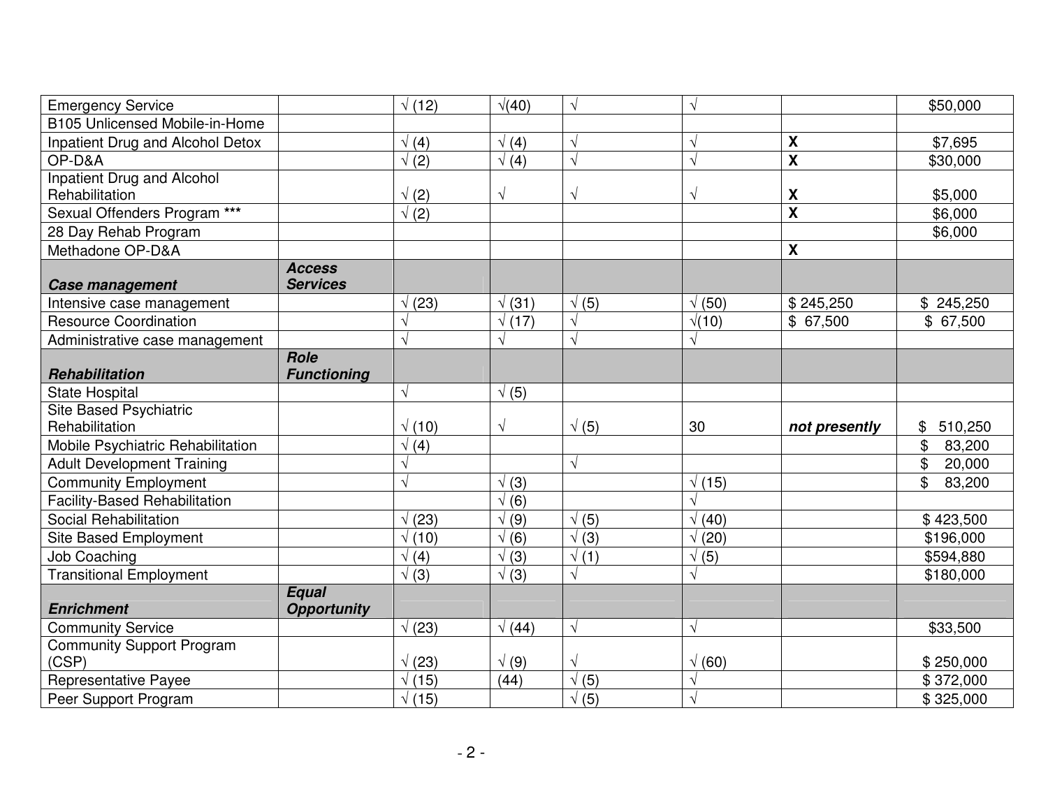| | | | | | | | |
|---|---|---|---|---|---|---|---|
| Emergency Service | | √ (12) | √(40) | √ | √ | | $50,000 |
| B105 Unlicensed Mobile-in-Home | | | | | | | |
| Inpatient Drug and Alcohol Detox | | √ (4) | √ (4) | √ | √ | **X** | $7,695 |
| OP-D&A | | √ (2) | √ (4) | √ | √ | **X** | $30,000 |
| Inpatient Drug and Alcohol Rehabilitation | | √ (2) | √ | √ | √ | **X** | $5,000 |
| Sexual Offenders Program *** | | √ (2) | | | | **X** | $6,000 |
| 28 Day Rehab Program | | | | | | | $6,000 |
| Methadone OP-D&A | | | | | | **X** | |
| ***Case management*** | ***Access Services*** | | | | | | |
| Intensive case management | | √ (23) | √ (31) | √ (5) | √ (50) | $ 245,250 | $ 245,250 |
| Resource Coordination | | √ | √ (17) | √ | √(10) | $ 67,500 | $ 67,500 |
| Administrative case management | | √ | √ | √ | √ | | |
| ***Rehabilitation*** | ***Role Functioning*** | | | | | | |
| State Hospital | | √ | √ (5) | | | | |
| Site Based Psychiatric Rehabilitation | | √ (10) | √ | √ (5) | 30 | ***not presently*** | $ 510,250 |
| Mobile Psychiatric Rehabilitation | | √ (4) | | | | | $ 83,200 |
| Adult Development Training | | √ | | √ | | | $ 20,000 |
| Community Employment | | √ | √ (3) | | √ (15) | | $ 83,200 |
| Facility-Based Rehabilitation | | | √ (6) | | √ | | |
| Social Rehabilitation | | √ (23) | √ (9) | √ (5) | √ (40) | | $ 423,500 |
| Site Based Employment | | √ (10) | √ (6) | √ (3) | √ (20) | | $196,000 |
| Job Coaching | | √ (4) | √ (3) | √ (1) | √ (5) | | $594,880 |
| Transitional Employment | | √ (3) | √ (3) | √ | √ | | $180,000 |
| ***Enrichment*** | ***Equal Opportunity*** | | | | | | |
| Community Service | | √ (23) | √ (44) | √ | √ | | $33,500 |
| Community Support Program (CSP) | | √ (23) | √ (9) | √ | √ (60) | | $ 250,000 |
| Representative Payee | | √ (15) | (44) | √ (5) | √ | | $ 372,000 |
| Peer Support Program | | √ (15) | | √ (5) | √ | | $ 325,000 |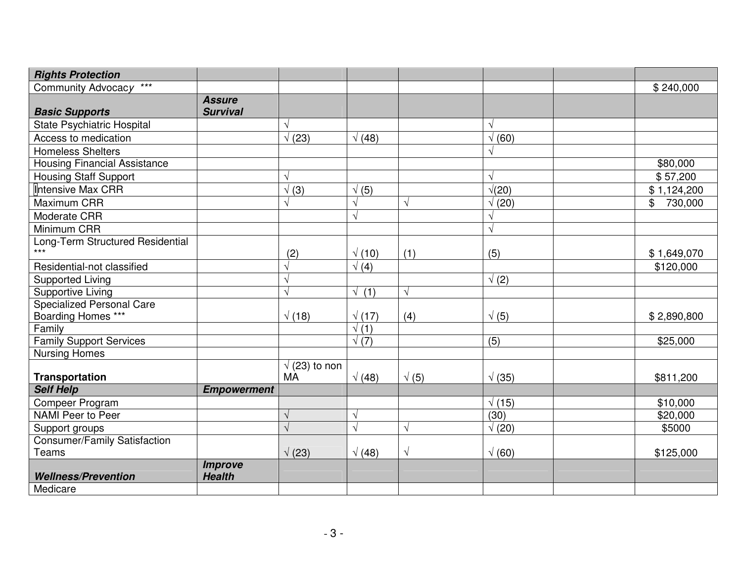| | | | | | | | |
|---|---|---|---|---|---|---|---|
| ***Rights Protection*** | | | | | | | |
| Community Advocacy *** | | | | | | | $ 240,000 |
| ***Basic Supports*** | ***Assure Survival*** | | | | | | |
| State Psychiatric Hospital | | √ | | | √ | | |
| Access to medication | | √ (23) | √ (48) | | √ (60) | | |
| Homeless Shelters | | | | | √ | | |
| Housing Financial Assistance | | | | | | | $80,000 |
| Housing Staff Support | | √ | | | √ | | $ 57,200 |
| Intensive Max CRR | | √ (3) | √ (5) | | √(20) | | $ 1,124,200 |
| Maximum CRR | | √ | √ | √ | √ (20) | | $ 730,000 |
| Moderate CRR | | | √ | | √ | | |
| Minimum CRR | | | | | √ | | |
| Long-Term Structured Residential *** | | (2) | √ (10) | (1) | (5) | | $ 1,649,070 |
| Residential-not classified | | √ | √ (4) | | | | $120,000 |
| Supported Living | | √ | | | √ (2) | | |
| Supportive Living | | √ | √ (1) | √ | | | |
| Specialized Personal Care Boarding Homes *** | | √ (18) | √ (17) | (4) | √ (5) | | $ 2,890,800 |
| Family | | | √ (1) | | | | |
| Family Support Services | | | √ (7) | | (5) | | $25,000 |
| Nursing Homes | | | | | | | |
| **Transportation** | | √ (23) to non MA | √ (48) | √ (5) | √ (35) | | $811,200 |
| ***Self Help*** | ***Empowerment*** | | | | | | |
| Compeer Program | | | | | √ (15) | | $10,000 |
| NAMI Peer to Peer | | √ | √ | | (30) | | $20,000 |
| Support groups | | √ | √ | √ | √ (20) | | $5000 |
| Consumer/Family Satisfaction Teams | | √ (23) | √ (48) | √ | √ (60) | | $125,000 |
| ***Wellness/Prevention*** | ***Improve Health*** | | | | | | |
| Medicare | | | | | | | |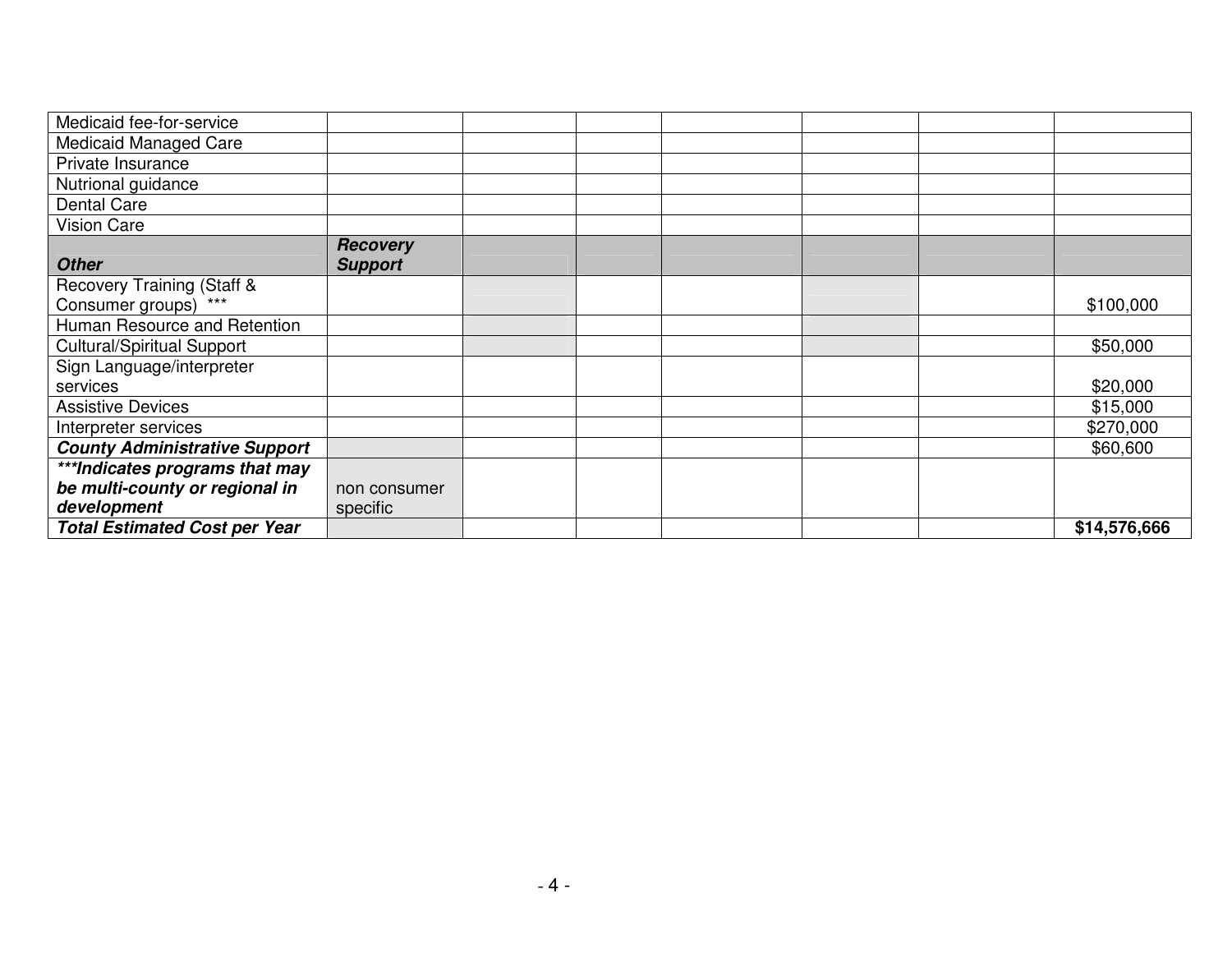| | | | | | | | |
|---|---|---|---|---|---|---|---|
| Medicaid fee-for-service | | | | | | | |
| Medicaid Managed Care | | | | | | | |
| Private Insurance | | | | | | | |
| Nutrional guidance | | | | | | | |
| Dental Care | | | | | | | |
| Vision Care | | | | | | | |
| ***Other*** | ***Recovery Support*** | | | | | | |
| Recovery Training (Staff & Consumer groups) *** | | | | | | | $100,000 |
| Human Resource and Retention | | | | | | | |
| Cultural/Spiritual Support | | | | | | | $50,000 |
| Sign Language/interpreter services | | | | | | | $20,000 |
| Assistive Devices | | | | | | | $15,000 |
| Interpreter services | | | | | | | $270,000 |
| ***County Administrative Support*** | | | | | | | $60,600 |
| ******Indicates programs that may be multi-county or regional in development*** | non consumer specific | | | | | | |
| ***Total Estimated Cost per Year*** | | | | | | | **$14,576,666** |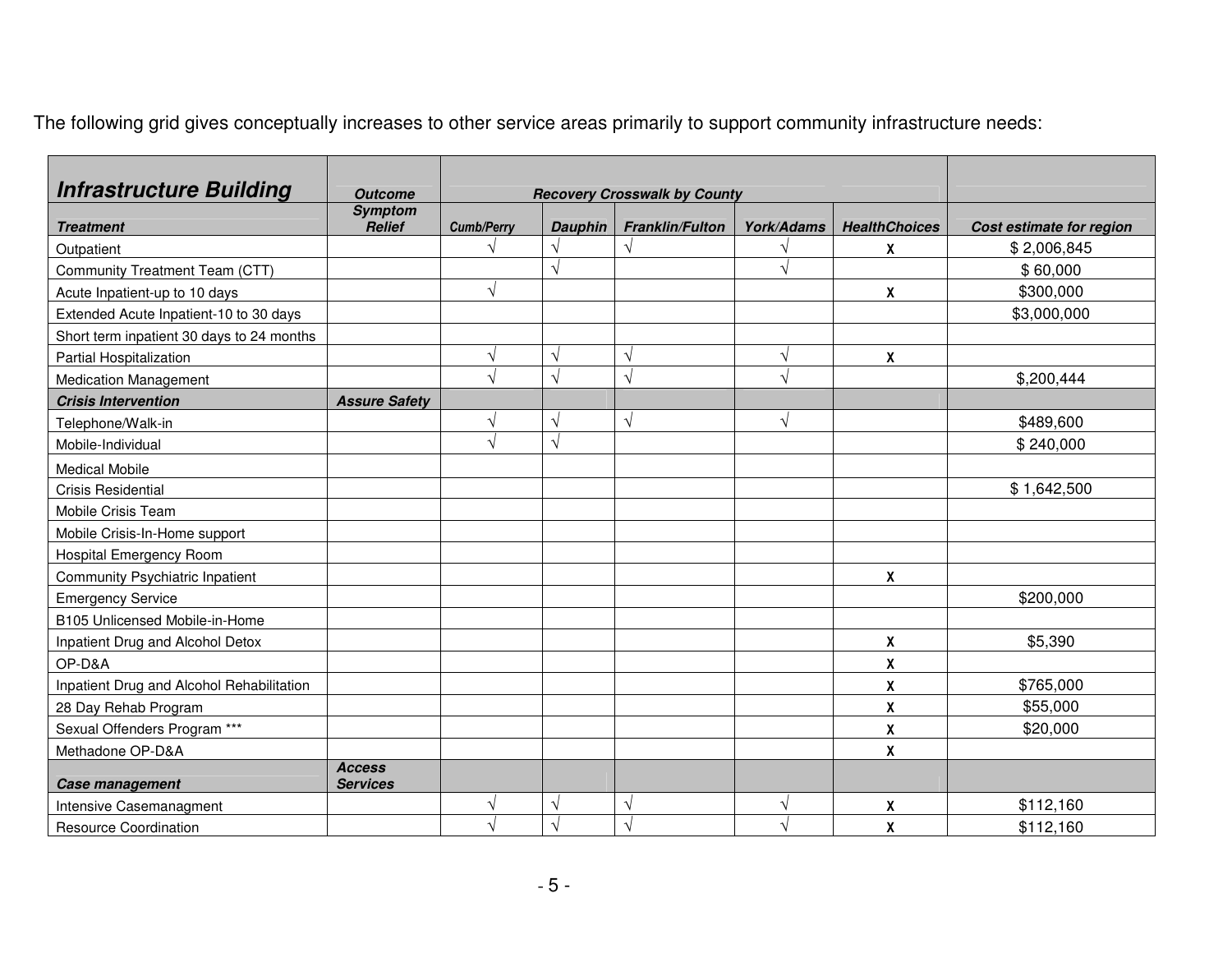The following grid gives conceptually increases to other service areas primarily to support community infrastructure needs:

| ***Infrastructure Building*** | ***Outcome*** | ***Recovery Crosswalk by County*** | | | | | |
|---|---|---|---|---|---|---|---|
| ***Treatment*** | ***Symptom Relief*** | ***Cumb/Perry*** | ***Dauphin*** | ***Franklin/Fulton*** | ***York/Adams*** | ***HealthChoices*** | ***Cost estimate for region*** |
| Outpatient | | √ | √ | √ | √ | X | $ 2,006,845 |
| Community Treatment Team (CTT) | | | √ | | √ | | $ 60,000 |
| Acute Inpatient-up to 10 days | | √ | | | | X | $300,000 |
| Extended Acute Inpatient-10 to 30 days | | | | | | | $3,000,000 |
| Short term inpatient 30 days to 24 months | | | | | | | |
| Partial Hospitalization | | √ | √ | √ | √ | X | |
| Medication Management | | √ | √ | √ | √ | | $,200,444 |
| ***Crisis Intervention*** | ***Assure Safety*** | | | | | | |
| Telephone/Walk-in | | √ | √ | √ | √ | | $489,600 |
| Mobile-Individual | | √ | √ | | | | $ 240,000 |
| Medical Mobile | | | | | | | |
| Crisis Residential | | | | | | | $ 1,642,500 |
| Mobile Crisis Team | | | | | | | |
| Mobile Crisis-In-Home support | | | | | | | |
| Hospital Emergency Room | | | | | | | |
| Community Psychiatric Inpatient | | | | | | X | |
| Emergency Service | | | | | | | $200,000 |
| B105 Unlicensed Mobile-in-Home | | | | | | | |
| Inpatient Drug and Alcohol Detox | | | | | | X | $5,390 |
| OP-D&A | | | | | | X | |
| Inpatient Drug and Alcohol Rehabilitation | | | | | | X | $765,000 |
| 28 Day Rehab Program | | | | | | X | $55,000 |
| Sexual Offenders Program *** | | | | | | X | $20,000 |
| Methadone OP-D&A | | | | | | X | |
| ***Case management*** | ***Access Services*** | | | | | | |
| Intensive Casemanagment | | √ | √ | √ | √ | X | $112,160 |
| Resource Coordination | | √ | √ | √ | √ | X | $112,160 |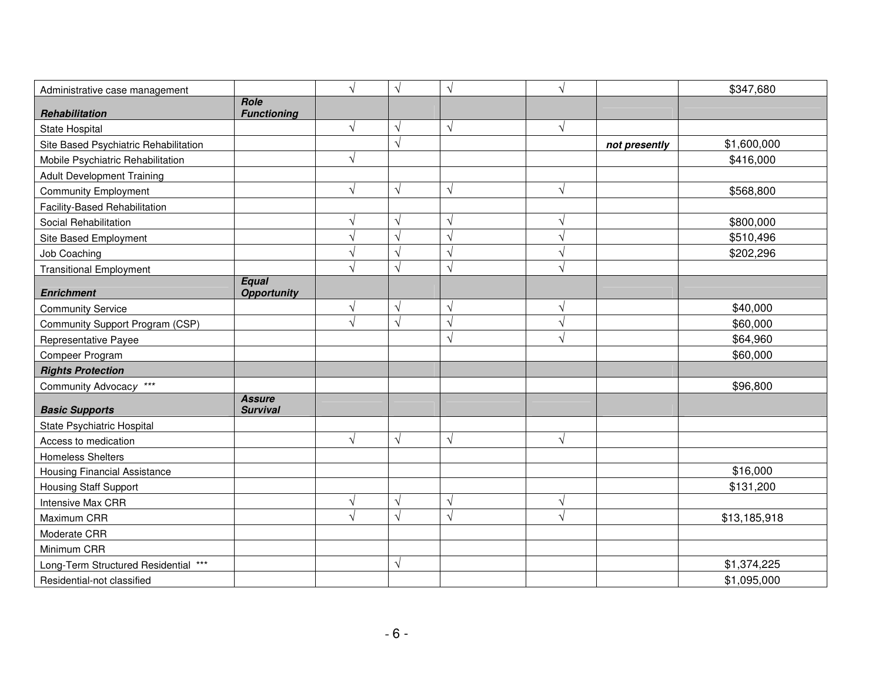| | | | | | | | |
|---|---|---|---|---|---|---|---|
| Administrative case management | | √ | √ | √ | √ | | $347,680 |
| ***Rehabilitation*** | ***Role Functioning*** | | | | | | |
| State Hospital | | √ | √ | √ | √ | | |
| Site Based Psychiatric Rehabilitation | | | √ | | | ***not presently*** | $1,600,000 |
| Mobile Psychiatric Rehabilitation | | √ | | | | | $416,000 |
| Adult Development Training | | | | | | | |
| Community Employment | | √ | √ | √ | √ | | $568,800 |
| Facility-Based Rehabilitation | | | | | | | |
| Social Rehabilitation | | √ | √ | √ | √ | | $800,000 |
| Site Based Employment | | √ | √ | √ | √ | | $510,496 |
| Job Coaching | | √ | √ | √ | √ | | $202,296 |
| Transitional Employment | | √ | √ | √ | √ | | |
| ***Enrichment*** | ***Equal Opportunity*** | | | | | | |
| Community Service | | √ | √ | √ | √ | | $40,000 |
| Community Support Program (CSP) | | √ | √ | √ | √ | | $60,000 |
| Representative Payee | | | | √ | √ | | $64,960 |
| Compeer Program | | | | | | | $60,000 |
| ***Rights Protection*** | | | | | | | |
| Community Advocacy *** | | | | | | | $96,800 |
| ***Basic Supports*** | ***Assure Survival*** | | | | | | |
| State Psychiatric Hospital | | | | | | | |
| Access to medication | | √ | √ | √ | √ | | |
| Homeless Shelters | | | | | | | |
| Housing Financial Assistance | | | | | | | $16,000 |
| Housing Staff Support | | | | | | | $131,200 |
| Intensive Max CRR | | √ | √ | √ | √ | | |
| Maximum CRR | | √ | √ | √ | √ | | $13,185,918 |
| Moderate CRR | | | | | | | |
| Minimum CRR | | | | | | | |
| Long-Term Structured Residential *** | | | √ | | | | $1,374,225 |
| Residential-not classified | | | | | | | $1,095,000 |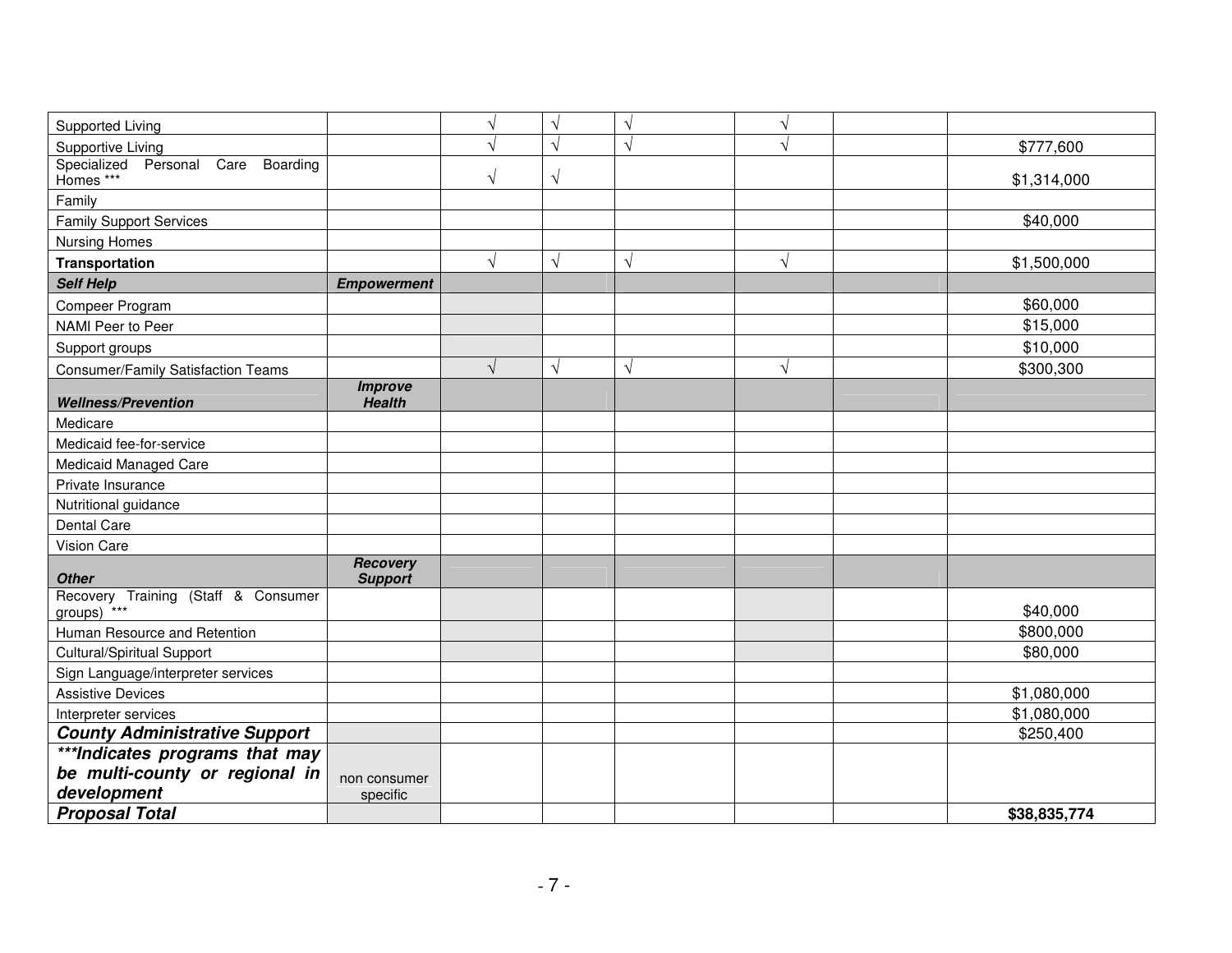| | | | | | | | |
|---|---|---|---|---|---|---|---|
| Supported Living | | √ | √ | √ | √ | | |
| Supportive Living | | √ | √ | √ | √ | | $777,600 |
| Specialized Personal Care Boarding Homes *** | | √ | √ | | | | $1,314,000 |
| Family | | | | | | | |
| Family Support Services | | | | | | | $40,000 |
| Nursing Homes | | | | | | | |
| **Transportation** | | √ | √ | √ | √ | | $1,500,000 |
| ***Self Help*** | ***Empowerment*** | | | | | | |
| Compeer Program | | | | | | | $60,000 |
| NAMI Peer to Peer | | | | | | | $15,000 |
| Support groups | | | | | | | $10,000 |
| Consumer/Family Satisfaction Teams | | √ | √ | √ | √ | | $300,300 |
| ***Wellness/Prevention*** | ***Improve Health*** | | | | | | |
| Medicare | | | | | | | |
| Medicaid fee-for-service | | | | | | | |
| Medicaid Managed Care | | | | | | | |
| Private Insurance | | | | | | | |
| Nutritional guidance | | | | | | | |
| Dental Care | | | | | | | |
| Vision Care | | | | | | | |
| ***Other*** | ***Recovery Support*** | | | | | | |
| Recovery Training (Staff & Consumer groups) *** | | | | | | | $40,000 |
| Human Resource and Retention | | | | | | | $800,000 |
| Cultural/Spiritual Support | | | | | | | $80,000 |
| Sign Language/interpreter services | | | | | | | |
| Assistive Devices | | | | | | | $1,080,000 |
| Interpreter services | | | | | | | $1,080,000 |
| ***County Administrative Support*** | | | | | | | $250,400 |
| ****\*\*\*Indicates programs that may be multi-county or regional in development*** | non consumer specific | | | | | | |
| ***Proposal Total*** | | | | | | | **$38,835,774** |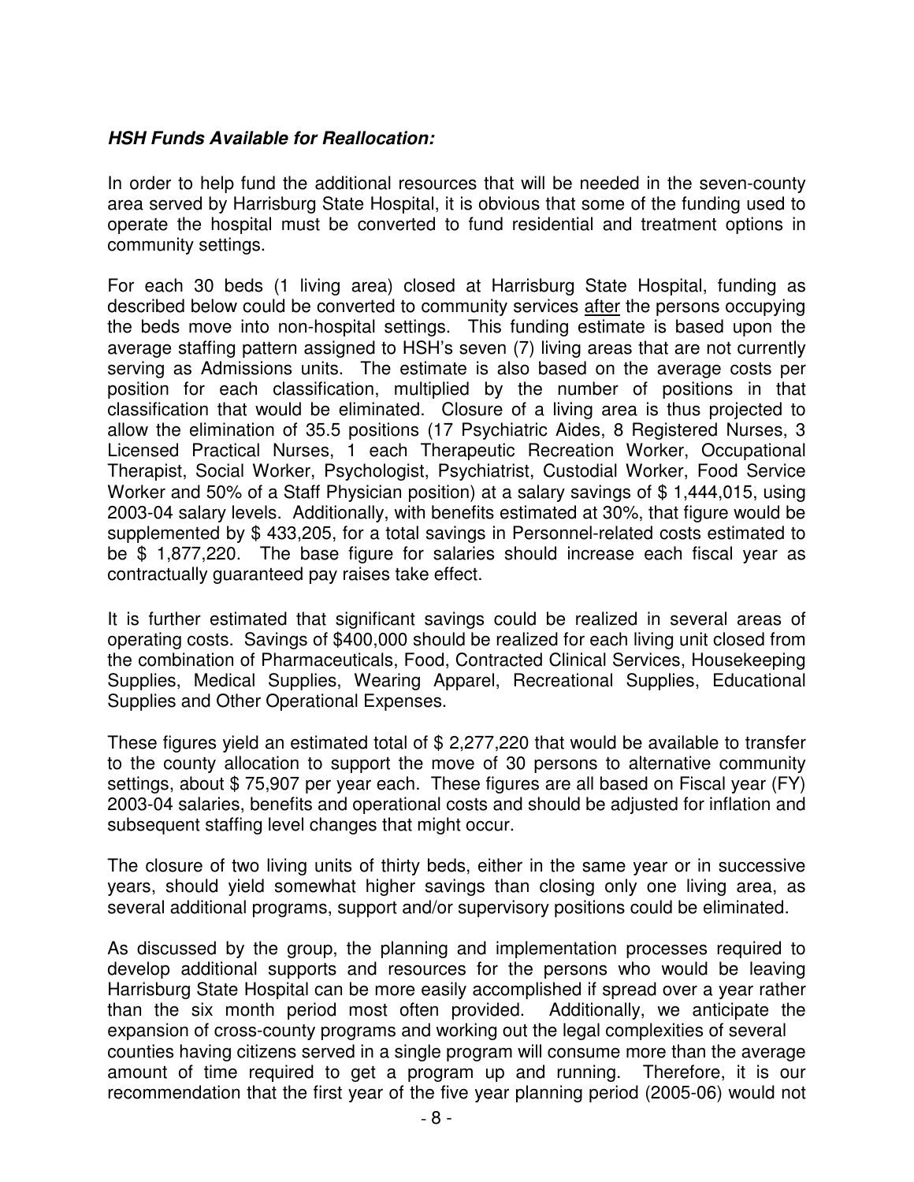***HSH Funds Available for Reallocation:***

In order to help fund the additional resources that will be needed in the seven-county area served by Harrisburg State Hospital, it is obvious that some of the funding used to operate the hospital must be converted to fund residential and treatment options in community settings.

For each 30 beds (1 living area) closed at Harrisburg State Hospital, funding as described below could be converted to community services after the persons occupying the beds move into non-hospital settings. This funding estimate is based upon the average staffing pattern assigned to HSH's seven (7) living areas that are not currently serving as Admissions units. The estimate is also based on the average costs per position for each classification, multiplied by the number of positions in that classification that would be eliminated. Closure of a living area is thus projected to allow the elimination of 35.5 positions (17 Psychiatric Aides, 8 Registered Nurses, 3 Licensed Practical Nurses, 1 each Therapeutic Recreation Worker, Occupational Therapist, Social Worker, Psychologist, Psychiatrist, Custodial Worker, Food Service Worker and 50% of a Staff Physician position) at a salary savings of $ 1,444,015, using 2003-04 salary levels. Additionally, with benefits estimated at 30%, that figure would be supplemented by $ 433,205, for a total savings in Personnel-related costs estimated to be $ 1,877,220. The base figure for salaries should increase each fiscal year as contractually guaranteed pay raises take effect.

It is further estimated that significant savings could be realized in several areas of operating costs. Savings of $400,000 should be realized for each living unit closed from the combination of Pharmaceuticals, Food, Contracted Clinical Services, Housekeeping Supplies, Medical Supplies, Wearing Apparel, Recreational Supplies, Educational Supplies and Other Operational Expenses.

These figures yield an estimated total of $ 2,277,220 that would be available to transfer to the county allocation to support the move of 30 persons to alternative community settings, about $ 75,907 per year each. These figures are all based on Fiscal year (FY) 2003-04 salaries, benefits and operational costs and should be adjusted for inflation and subsequent staffing level changes that might occur.

The closure of two living units of thirty beds, either in the same year or in successive years, should yield somewhat higher savings than closing only one living area, as several additional programs, support and/or supervisory positions could be eliminated.

As discussed by the group, the planning and implementation processes required to develop additional supports and resources for the persons who would be leaving Harrisburg State Hospital can be more easily accomplished if spread over a year rather than the six month period most often provided. Additionally, we anticipate the expansion of cross-county programs and working out the legal complexities of several counties having citizens served in a single program will consume more than the average amount of time required to get a program up and running. Therefore, it is our recommendation that the first year of the five year planning period (2005-06) would not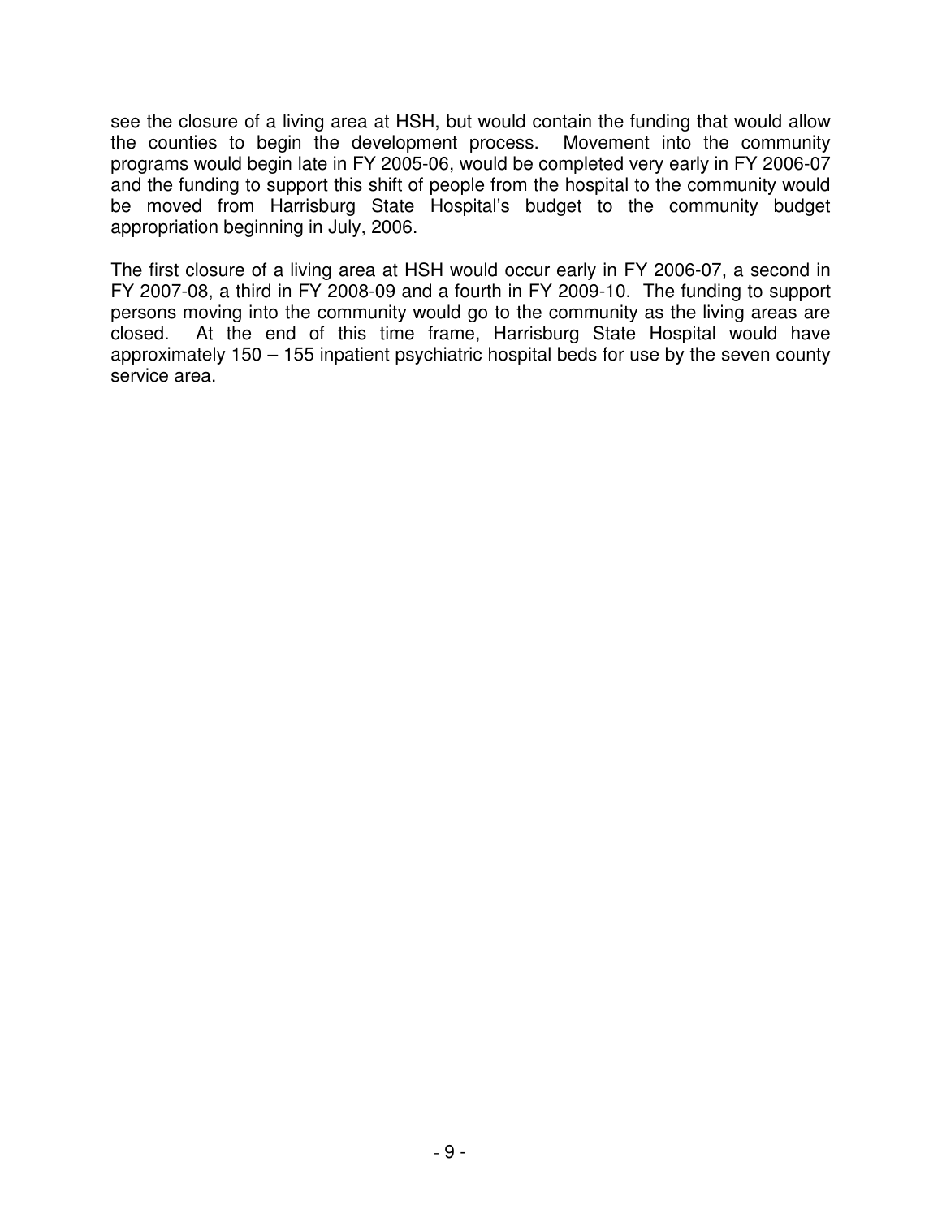see the closure of a living area at HSH, but would contain the funding that would allow the counties to begin the development process. Movement into the community programs would begin late in FY 2005-06, would be completed very early in FY 2006-07 and the funding to support this shift of people from the hospital to the community would be moved from Harrisburg State Hospital's budget to the community budget appropriation beginning in July, 2006.

The first closure of a living area at HSH would occur early in FY 2006-07, a second in FY 2007-08, a third in FY 2008-09 and a fourth in FY 2009-10. The funding to support persons moving into the community would go to the community as the living areas are closed. At the end of this time frame, Harrisburg State Hospital would have approximately 150 – 155 inpatient psychiatric hospital beds for use by the seven county service area.